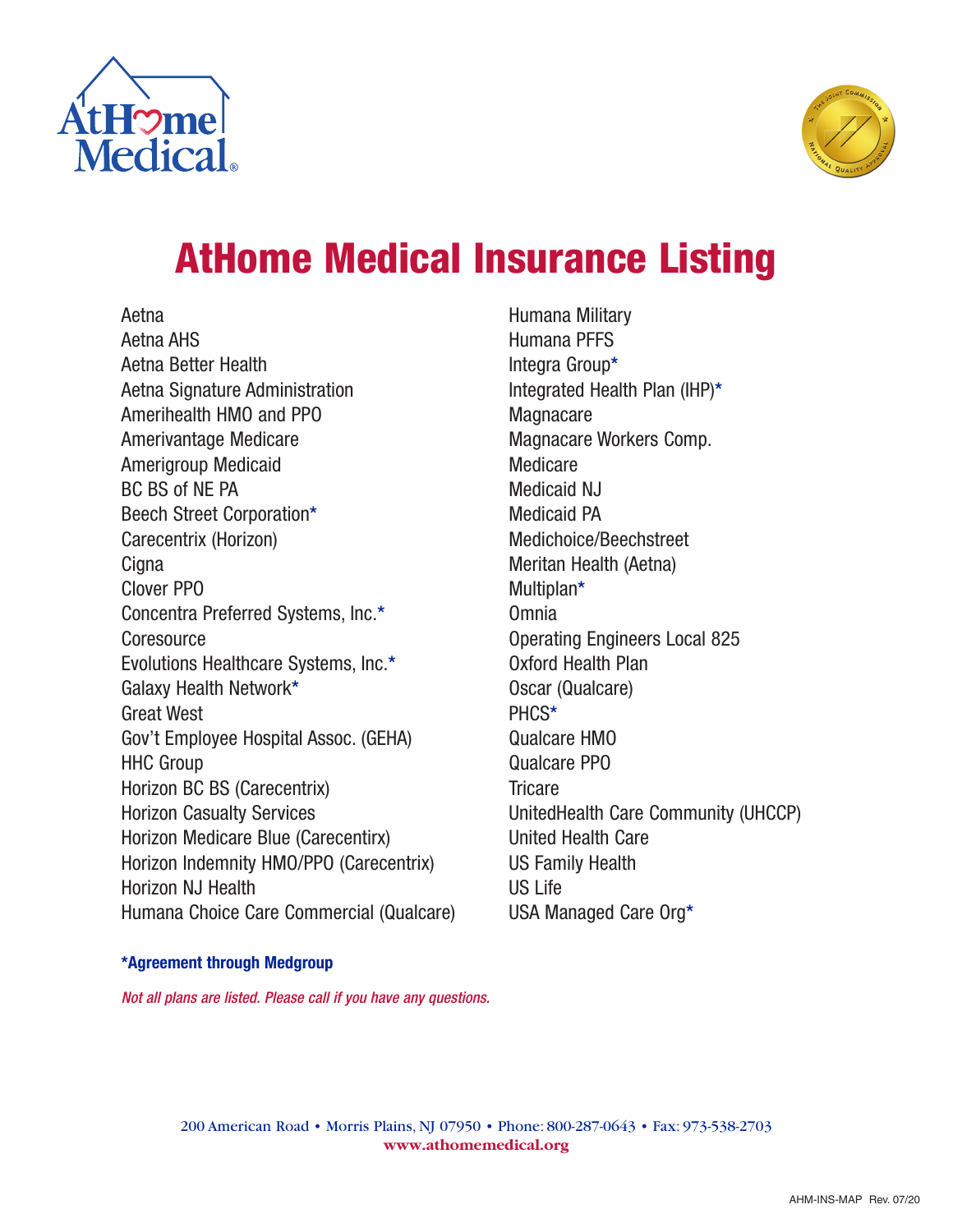# AtHome Medical Insurance Listing

Aetna
Aetna AHS
Aetna Better Health
Aetna Signature Administration
Amerihealth HMO and PPO
Amerivantage Medicare
Amerigroup Medicaid
BC BS of NE PA
Beech Street Corporation*
Carecentrix (Horizon)
Cigna
Clover PPO
Concentra Preferred Systems, Inc.*
Coresource
Evolutions Healthcare Systems, Inc.*
Galaxy Health Network*
Great West
Gov't Employee Hospital Assoc. (GEHA)
HHC Group
Horizon BC BS (Carecentrix)
Horizon Casualty Services
Horizon Medicare Blue (Carecentirx)
Horizon Indemnity HMO/PPO (Carecentrix)
Horizon NJ Health
Humana Choice Care Commercial (Qualcare)
Humana Military
Humana PFFS
Integra Group*
Integrated Health Plan (IHP)*
Magnacare
Magnacare Workers Comp.
Medicare
Medicaid NJ
Medicaid PA
Medichoice/Beechstreet
Meritan Health (Aetna)
Multiplan*
Omnia
Operating Engineers Local 825
Oxford Health Plan
Oscar (Qualcare)
PHCS*
Qualcare HMO
Qualcare PPO
Tricare
UnitedHealth Care Community (UHCCP)
United Health Care
US Family Health
US Life
USA Managed Care Org*

**\*Agreement through Medgroup**

*Not all plans are listed. Please call if you have any questions.*

200 American Road • Morris Plains, NJ 07950 • Phone: 800-287-0643 • Fax: 973-538-2703
**www.athomemedical.org**

AHM-INS-MAP Rev. 07/20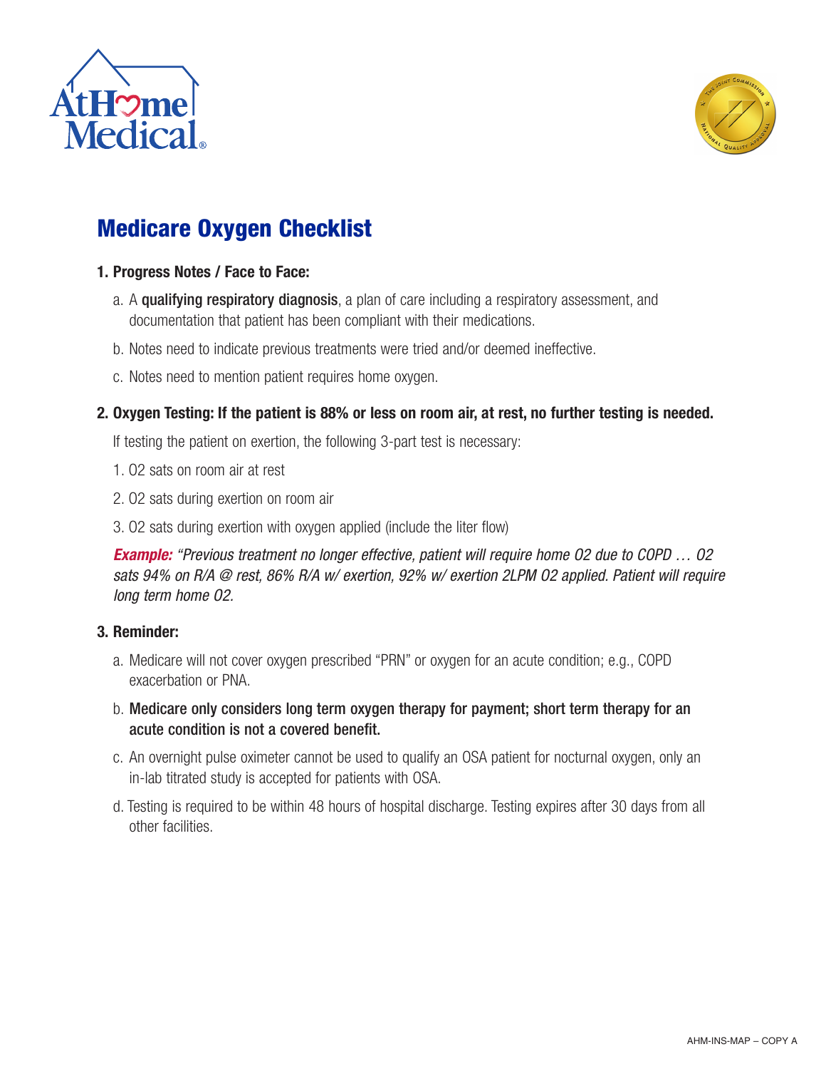# Medicare Oxygen Checklist

**1. Progress Notes / Face to Face:**

a. A **qualifying respiratory diagnosis**, a plan of care including a respiratory assessment, and documentation that patient has been compliant with their medications.

b. Notes need to indicate previous treatments were tried and/or deemed ineffective.

c. Notes need to mention patient requires home oxygen.

**2. Oxygen Testing: If the patient is 88% or less on room air, at rest, no further testing is needed.**

If testing the patient on exertion, the following 3-part test is necessary:

1. O2 sats on room air at rest
2. O2 sats during exertion on room air
3. O2 sats during exertion with oxygen applied (include the liter flow)

***Example:*** *"Previous treatment no longer effective, patient will require home O2 due to COPD … O2 sats 94% on R/A @ rest, 86% R/A w/ exertion, 92% w/ exertion 2LPM O2 applied. Patient will require long term home O2.*

**3. Reminder:**

a. Medicare will not cover oxygen prescribed "PRN" or oxygen for an acute condition; e.g., COPD exacerbation or PNA.

b. **Medicare only considers long term oxygen therapy for payment; short term therapy for an acute condition is not a covered benefit.**

c. An overnight pulse oximeter cannot be used to qualify an OSA patient for nocturnal oxygen, only an in-lab titrated study is accepted for patients with OSA.

d. Testing is required to be within 48 hours of hospital discharge. Testing expires after 30 days from all other facilities.

AHM-INS-MAP – COPY A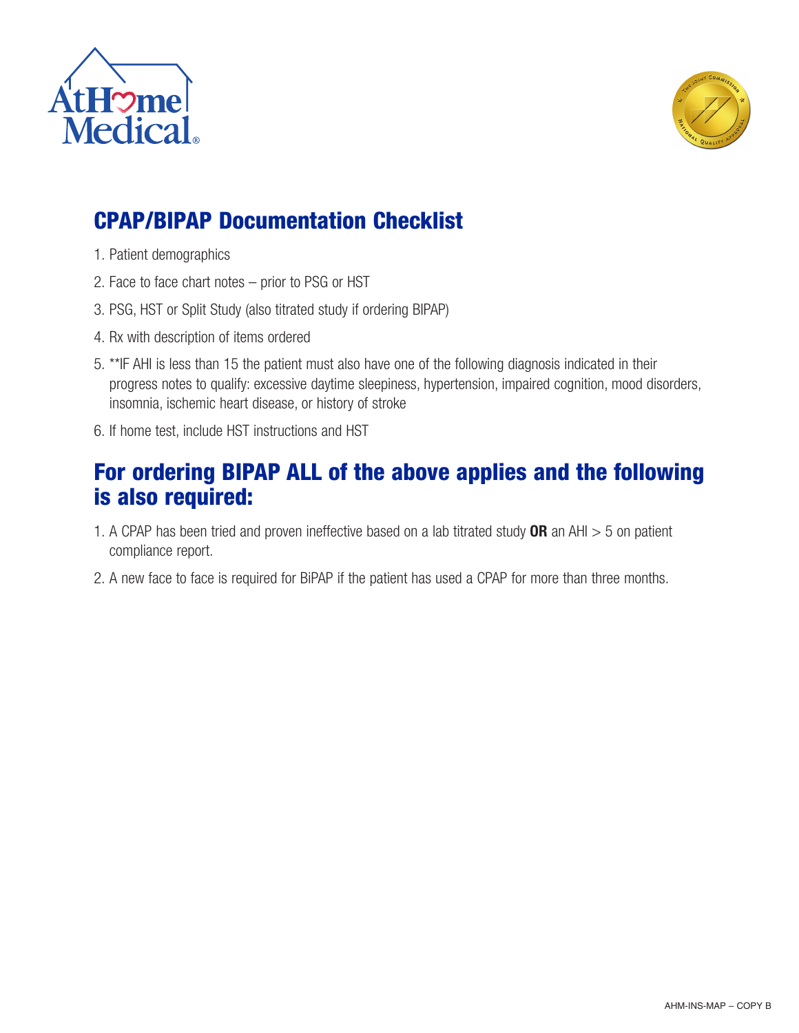## CPAP/BIPAP Documentation Checklist

1. Patient demographics
2. Face to face chart notes – prior to PSG or HST
3. PSG, HST or Split Study (also titrated study if ordering BIPAP)
4. Rx with description of items ordered
5. **IF AHI is less than 15 the patient must also have one of the following diagnosis indicated in their progress notes to qualify: excessive daytime sleepiness, hypertension, impaired cognition, mood disorders, insomnia, ischemic heart disease, or history of stroke
6. If home test, include HST instructions and HST

## For ordering BIPAP ALL of the above applies and the following is also required:

1. A CPAP has been tried and proven ineffective based on a lab titrated study **OR** an AHI > 5 on patient compliance report.
2. A new face to face is required for BiPAP if the patient has used a CPAP for more than three months.

AHM-INS-MAP – COPY B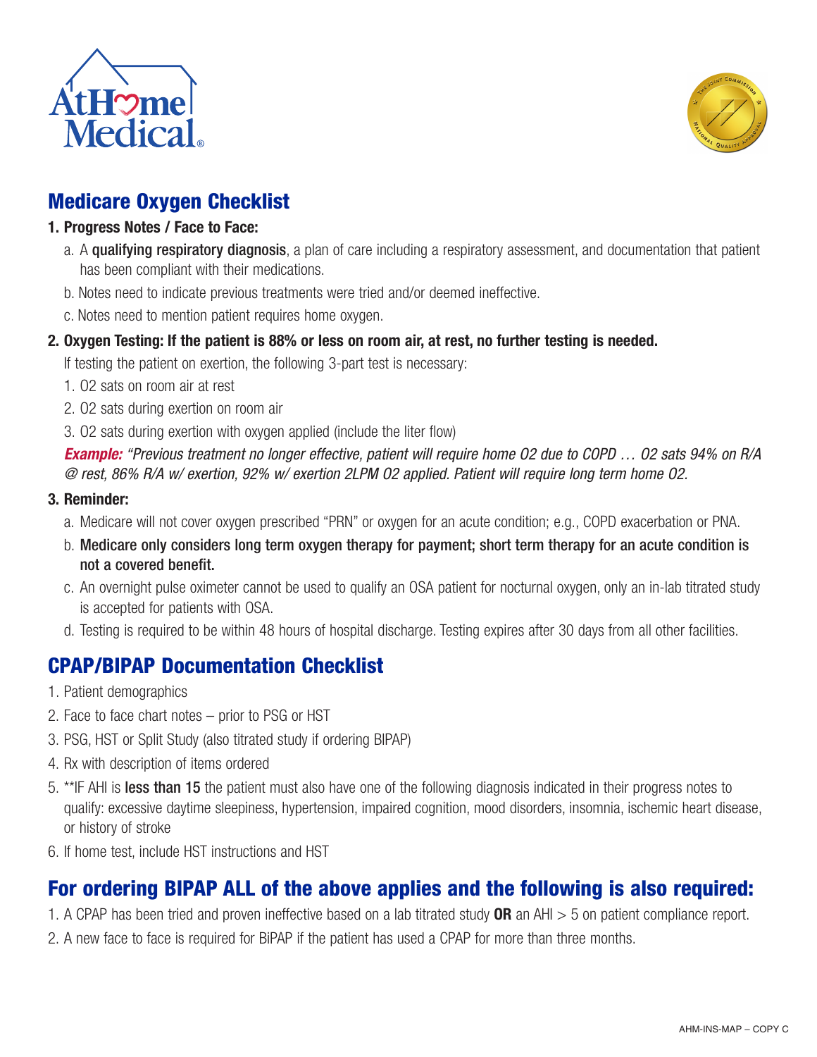## Medicare Oxygen Checklist

**1. Progress Notes / Face to Face:**

a. A **qualifying respiratory diagnosis**, a plan of care including a respiratory assessment, and documentation that patient has been compliant with their medications.

b. Notes need to indicate previous treatments were tried and/or deemed ineffective.

c. Notes need to mention patient requires home oxygen.

**2. Oxygen Testing: If the patient is 88% or less on room air, at rest, no further testing is needed.**

If testing the patient on exertion, the following 3-part test is necessary:

1. O2 sats on room air at rest
2. O2 sats during exertion on room air
3. O2 sats during exertion with oxygen applied (include the liter flow)

***Example:*** *"Previous treatment no longer effective, patient will require home O2 due to COPD … O2 sats 94% on R/A @ rest, 86% R/A w/ exertion, 92% w/ exertion 2LPM O2 applied. Patient will require long term home O2.*

**3. Reminder:**

a. Medicare will not cover oxygen prescribed "PRN" or oxygen for an acute condition; e.g., COPD exacerbation or PNA.

b. **Medicare only considers long term oxygen therapy for payment; short term therapy for an acute condition is not a covered benefit.**

c. An overnight pulse oximeter cannot be used to qualify an OSA patient for nocturnal oxygen, only an in-lab titrated study is accepted for patients with OSA.

d. Testing is required to be within 48 hours of hospital discharge. Testing expires after 30 days from all other facilities.

## CPAP/BIPAP Documentation Checklist

1. Patient demographics
2. Face to face chart notes – prior to PSG or HST
3. PSG, HST or Split Study (also titrated study if ordering BIPAP)
4. Rx with description of items ordered
5. **IF AHI is **less than 15** the patient must also have one of the following diagnosis indicated in their progress notes to qualify: excessive daytime sleepiness, hypertension, impaired cognition, mood disorders, insomnia, ischemic heart disease, or history of stroke
6. If home test, include HST instructions and HST

## For ordering BIPAP ALL of the above applies and the following is also required:

1. A CPAP has been tried and proven ineffective based on a lab titrated study **OR** an AHI > 5 on patient compliance report.
2. A new face to face is required for BiPAP if the patient has used a CPAP for more than three months.

AHM-INS-MAP – COPY C